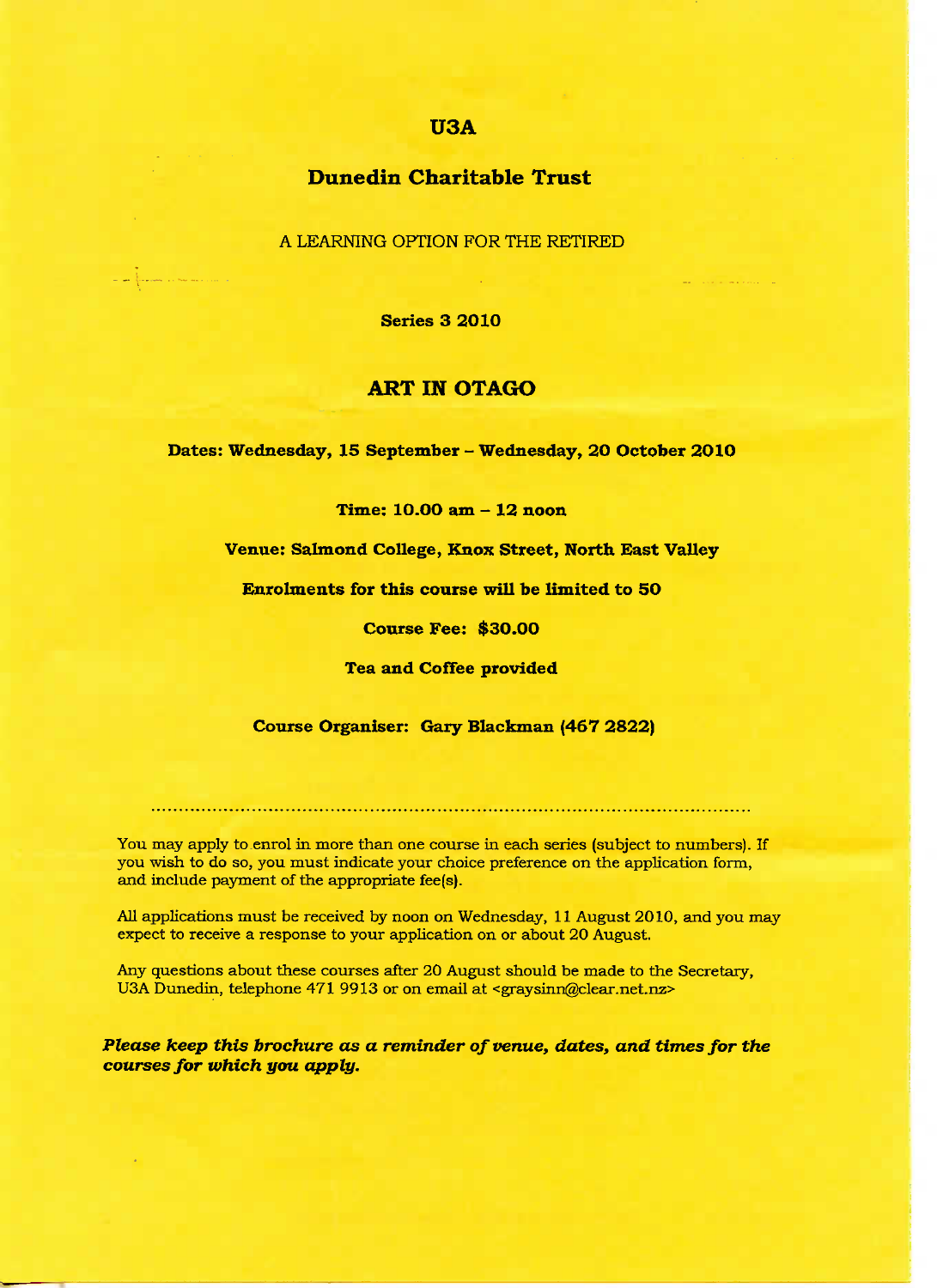# U3A

## Dunedin Charitable Trust

A LEARNING OPTION FOR THE RETIRED

**Series 3 2010**

## ART IN OTAGO

**Dates: Wednesday, 15 September – Wednesday, 20 October 2010**

**Time: 10.00 am – 12 noon**

**Venue: Salmond College, Knox Street, North East Valley**

**Enrolments for this course will be limited to 50**

**Course Fee: $30.00**

**Tea and Coffee provided**

**Course Organiser: Gary Blackman (467 2822)**

---

You may apply to enrol in more than one course in each series (subject to numbers). If you wish to do so, you must indicate your choice preference on the application form, and include payment of the appropriate fee(s).

All applications must be received by noon on Wednesday, 11 August 2010, and you may expect to receive a response to your application on or about 20 August.

Any questions about these courses after 20 August should be made to the Secretary, U3A Dunedin, telephone 471 9913 or on email at <graysinn@clear.net.nz>

***Please keep this brochure as a reminder of venue, dates, and times for the courses for which you apply.***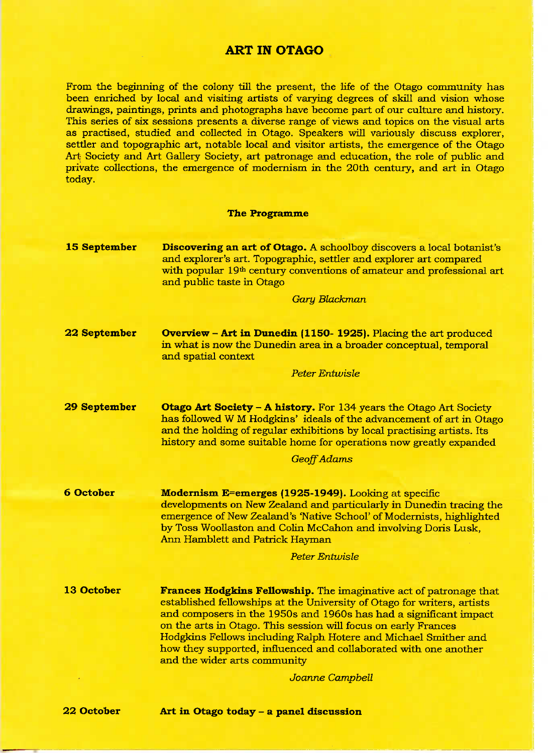# ART IN OTAGO

From the beginning of the colony till the present, the life of the Otago community has been enriched by local and visiting artists of varying degrees of skill and vision whose drawings, paintings, prints and photographs have become part of our culture and history. This series of six sessions presents a diverse range of views and topics on the visual arts as practised, studied and collected in Otago. Speakers will variously discuss explorer, settler and topographic art, notable local and visitor artists, the emergence of the Otago Art Society and Art Gallery Society, art patronage and education, the role of public and private collections, the emergence of modernism in the 20th century, and art in Otago today.

## The Programme

**15 September**

**Discovering an art of Otago.** A schoolboy discovers a local botanist's and explorer's art. Topographic, settler and explorer art compared with popular 19th century conventions of amateur and professional art and public taste in Otago

*Gary Blackman*

**22 September**

**Overview – Art in Dunedin (1150- 1925).** Placing the art produced in what is now the Dunedin area in a broader conceptual, temporal and spatial context

*Peter Entwisle*

**29 September**

**Otago Art Society – A history.** For 134 years the Otago Art Society has followed W M Hodgkins' ideals of the advancement of art in Otago and the holding of regular exhibitions by local practising artists. Its history and some suitable home for operations now greatly expanded

*Geoff Adams*

**6 October**

**Modernism E=emerges (1925-1949).** Looking at specific developments on New Zealand and particularly in Dunedin tracing the emergence of New Zealand's 'Native School' of Modernists, highlighted by Toss Woollaston and Colin McCahon and involving Doris Lusk, Ann Hamblett and Patrick Hayman

*Peter Entwisle*

**13 October**

**Frances Hodgkins Fellowship.** The imaginative act of patronage that established fellowships at the University of Otago for writers, artists and composers in the 1950s and 1960s has had a significant impact on the arts in Otago. This session will focus on early Frances Hodgkins Fellows including Ralph Hotere and Michael Smither and how they supported, influenced and collaborated with one another and the wider arts community

*Joanne Campbell*

**22 October**

**Art in Otago today – a panel discussion**